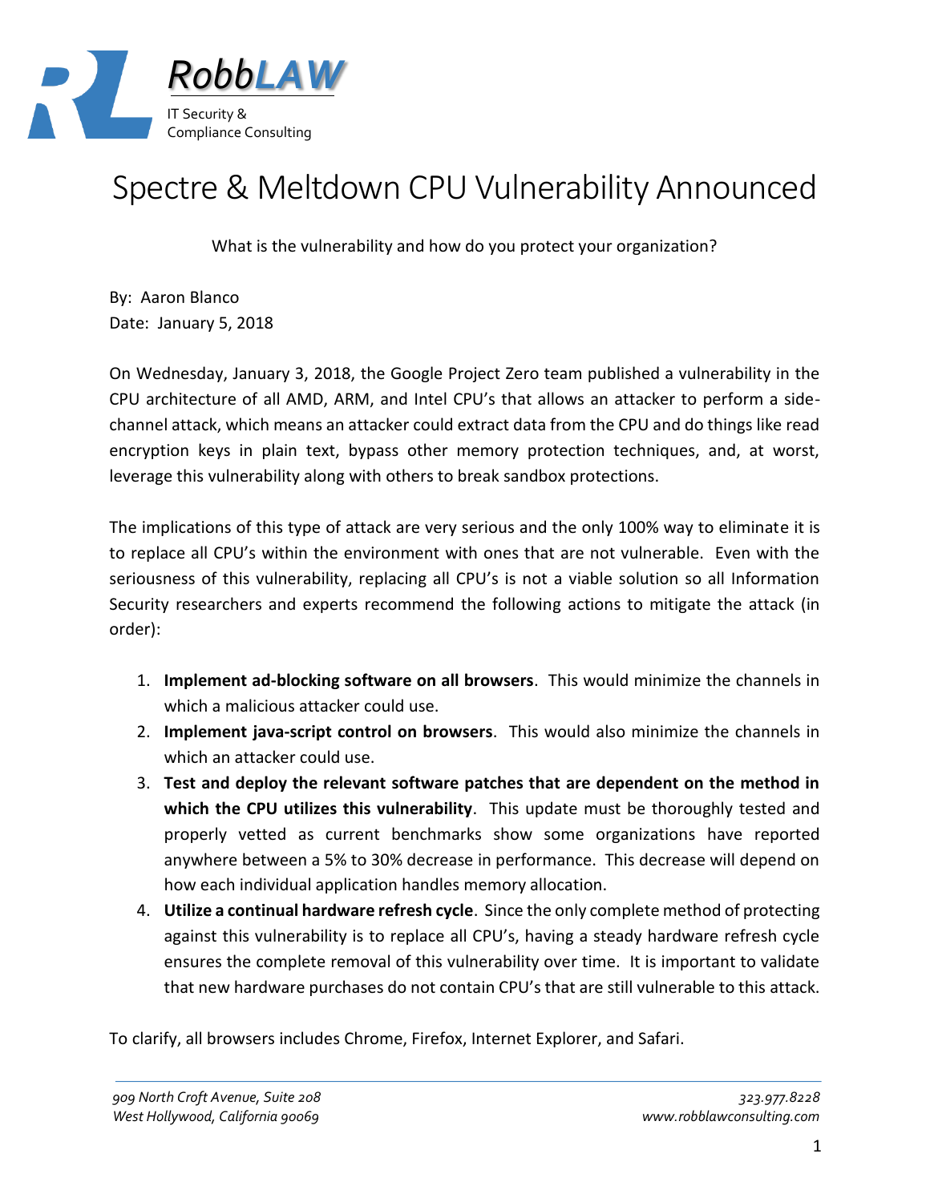RobbLAW

IT Security & Compliance Consulting

# Spectre & Meltdown CPU Vulnerability Announced

What is the vulnerability and how do you protect your organization?

By: Aaron Blanco
Date: January 5, 2018

On Wednesday, January 3, 2018, the Google Project Zero team published a vulnerability in the CPU architecture of all AMD, ARM, and Intel CPU's that allows an attacker to perform a side-channel attack, which means an attacker could extract data from the CPU and do things like read encryption keys in plain text, bypass other memory protection techniques, and, at worst, leverage this vulnerability along with others to break sandbox protections.

The implications of this type of attack are very serious and the only 100% way to eliminate it is to replace all CPU's within the environment with ones that are not vulnerable. Even with the seriousness of this vulnerability, replacing all CPU's is not a viable solution so all Information Security researchers and experts recommend the following actions to mitigate the attack (in order):

1. **Implement ad-blocking software on all browsers**. This would minimize the channels in which a malicious attacker could use.
2. **Implement java-script control on browsers**. This would also minimize the channels in which an attacker could use.
3. **Test and deploy the relevant software patches that are dependent on the method in which the CPU utilizes this vulnerability**. This update must be thoroughly tested and properly vetted as current benchmarks show some organizations have reported anywhere between a 5% to 30% decrease in performance. This decrease will depend on how each individual application handles memory allocation.
4. **Utilize a continual hardware refresh cycle**. Since the only complete method of protecting against this vulnerability is to replace all CPU's, having a steady hardware refresh cycle ensures the complete removal of this vulnerability over time. It is important to validate that new hardware purchases do not contain CPU's that are still vulnerable to this attack.

To clarify, all browsers includes Chrome, Firefox, Internet Explorer, and Safari.

*909 North Croft Avenue, Suite 208*
*West Hollywood, California 90069*

*323.977.8228*
*www.robblawconsulting.com*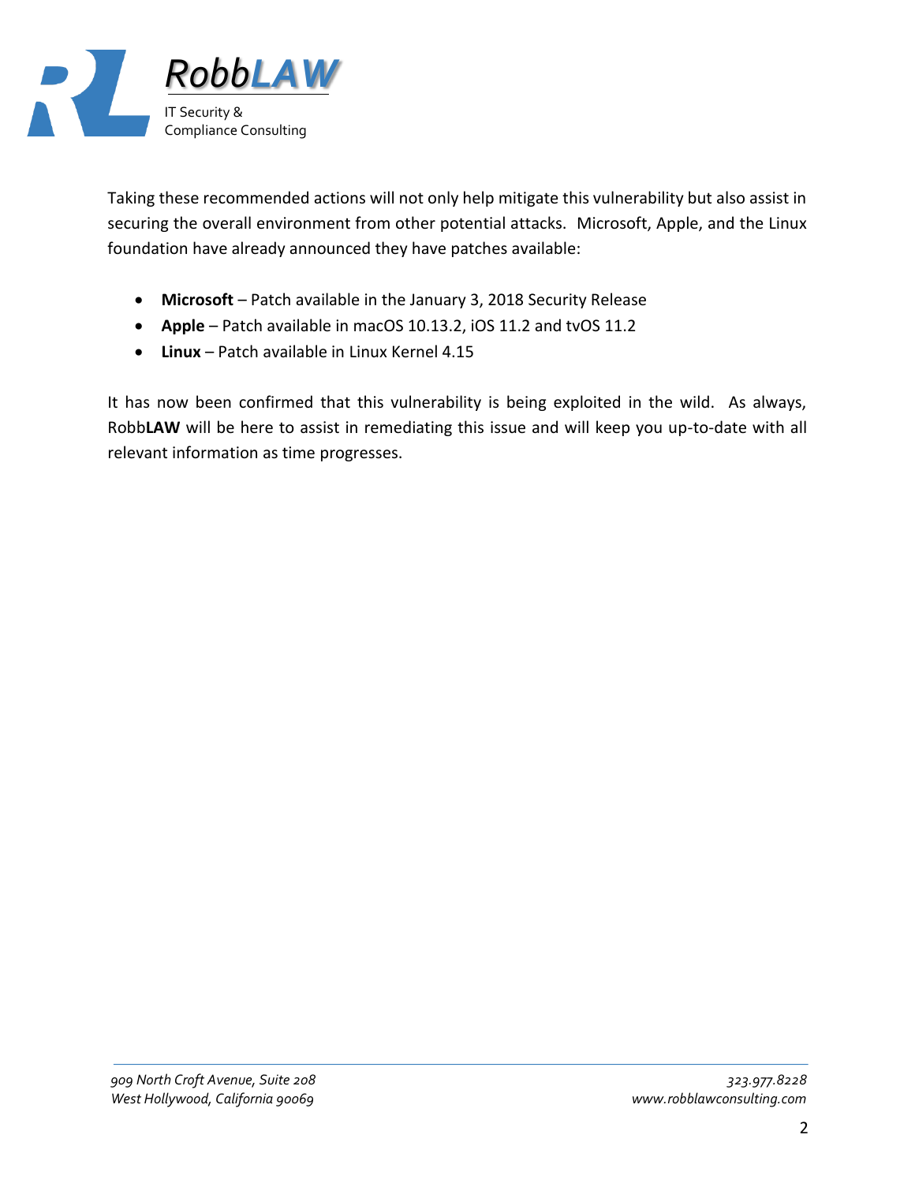Taking these recommended actions will not only help mitigate this vulnerability but also assist in securing the overall environment from other potential attacks. Microsoft, Apple, and the Linux foundation have already announced they have patches available:

- **Microsoft** – Patch available in the January 3, 2018 Security Release
- **Apple** – Patch available in macOS 10.13.2, iOS 11.2 and tvOS 11.2
- **Linux** – Patch available in Linux Kernel 4.15

It has now been confirmed that this vulnerability is being exploited in the wild. As always, Robb**LAW** will be here to assist in remediating this issue and will keep you up-to-date with all relevant information as time progresses.